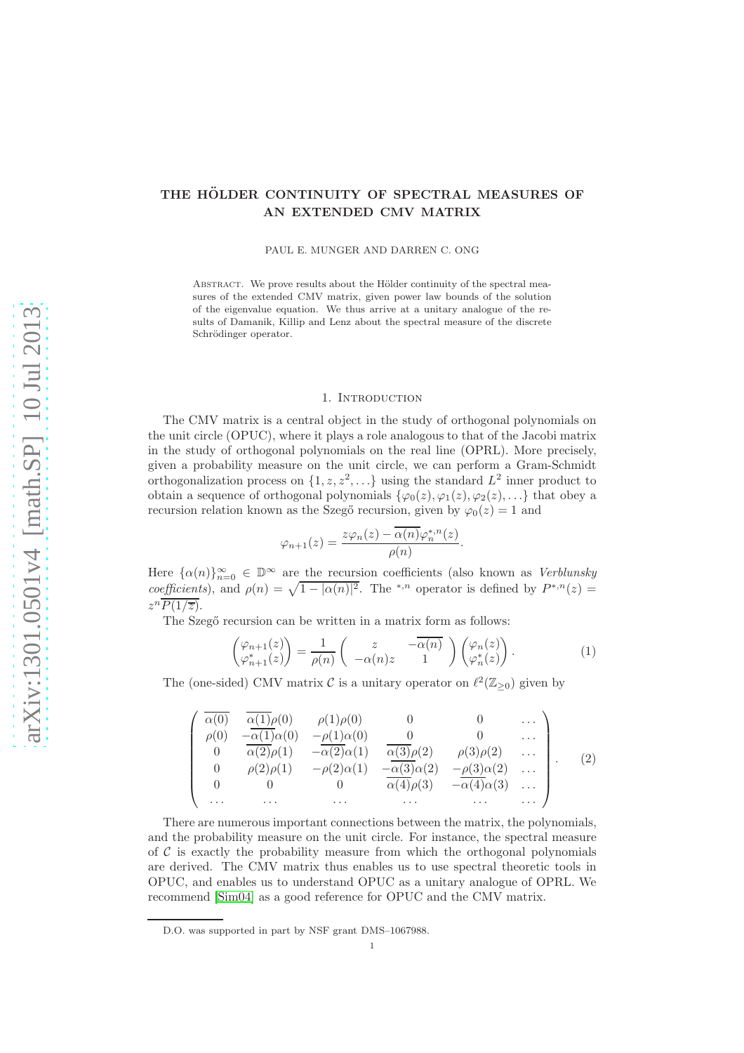# THE HÖLDER CONTINUITY OF SPECTRAL MEASURES OF AN EXTENDED CMV MATRIX

PAUL E. MUNGER AND DARREN C. ONG

Abstract. We prove results about the Hölder continuity of the spectral measures of the extended CMV matrix, given power law bounds of the solution of the eigenvalue equation. We thus arrive at a unitary analogue of the results of Damanik, Killip and Lenz about the spectral measure of the discrete Schrödinger operator.

## 1. Introduction

The CMV matrix is a central object in the study of orthogonal polynomials on the unit circle (OPUC), where it plays a role analogous to that of the Jacobi matrix in the study of orthogonal polynomials on the real line (OPRL). More precisely, given a probability measure on the unit circle, we can perform a Gram-Schmidt orthogonalization process on $\{1, z, z^2, \ldots\}$ using the standard $L^2$ inner product to obtain a sequence of orthogonal polynomials $\{\varphi_0(z), \varphi_1(z), \varphi_2(z), \ldots\}$ that obey a recursion relation known as the Szegő recursion, given by $\varphi_0(z) = 1$ and

$$\varphi_{n+1}(z) = \frac{z\varphi_n(z) - \overline{\alpha(n)}\varphi_n^{*,n}(z)}{\rho(n)}.$$

Here $\{\alpha(n)\}_{n=0}^{\infty} \in \mathbb{D}^{\infty}$ are the recursion coefficients (also known as *Verblunsky coefficients*), and $\rho(n) = \sqrt{1 - |\alpha(n)|^2}$. The ${}^{*,n}$ operator is defined by $P^{*,n}(z) = z^n\overline{P(1/\overline{z})}$.

The Szegő recursion can be written in a matrix form as follows:

$$\begin{pmatrix} \varphi_{n+1}(z) \\ \varphi_{n+1}^*(z) \end{pmatrix} = \frac{1}{\rho(n)} \begin{pmatrix} z & -\overline{\alpha(n)} \\ -\alpha(n)z & 1 \end{pmatrix} \begin{pmatrix} \varphi_n(z) \\ \varphi_n^*(z) \end{pmatrix}. \tag{1}$$

The (one-sided) CMV matrix $\mathcal{C}$ is a unitary operator on $\ell^2(\mathbb{Z}_{\geq 0})$ given by

$$\begin{pmatrix} \overline{\alpha(0)} & \overline{\alpha(1)}\rho(0) & \rho(1)\rho(0) & 0 & 0 & \ldots \\ \rho(0) & -\overline{\alpha(1)}\alpha(0) & -\rho(1)\alpha(0) & 0 & 0 & \ldots \\ 0 & \overline{\alpha(2)}\rho(1) & -\overline{\alpha(2)}\alpha(1) & \overline{\alpha(3)}\rho(2) & \rho(3)\rho(2) & \ldots \\ 0 & \rho(2)\rho(1) & -\rho(2)\alpha(1) & -\overline{\alpha(3)}\alpha(2) & -\rho(3)\alpha(2) & \ldots \\ 0 & 0 & 0 & \overline{\alpha(4)}\rho(3) & -\overline{\alpha(4)}\alpha(3) & \ldots \\ \ldots & \ldots & \ldots & \ldots & \ldots & \ldots \end{pmatrix}. \tag{2}$$

There are numerous important connections between the matrix, the polynomials, and the probability measure on the unit circle. For instance, the spectral measure of $\mathcal{C}$ is exactly the probability measure from which the orthogonal polynomials are derived. The CMV matrix thus enables us to use spectral theoretic tools in OPUC, and enables us to understand OPUC as a unitary analogue of OPRL. We recommend [Sim04] as a good reference for OPUC and the CMV matrix.

D.O. was supported in part by NSF grant DMS–1067988.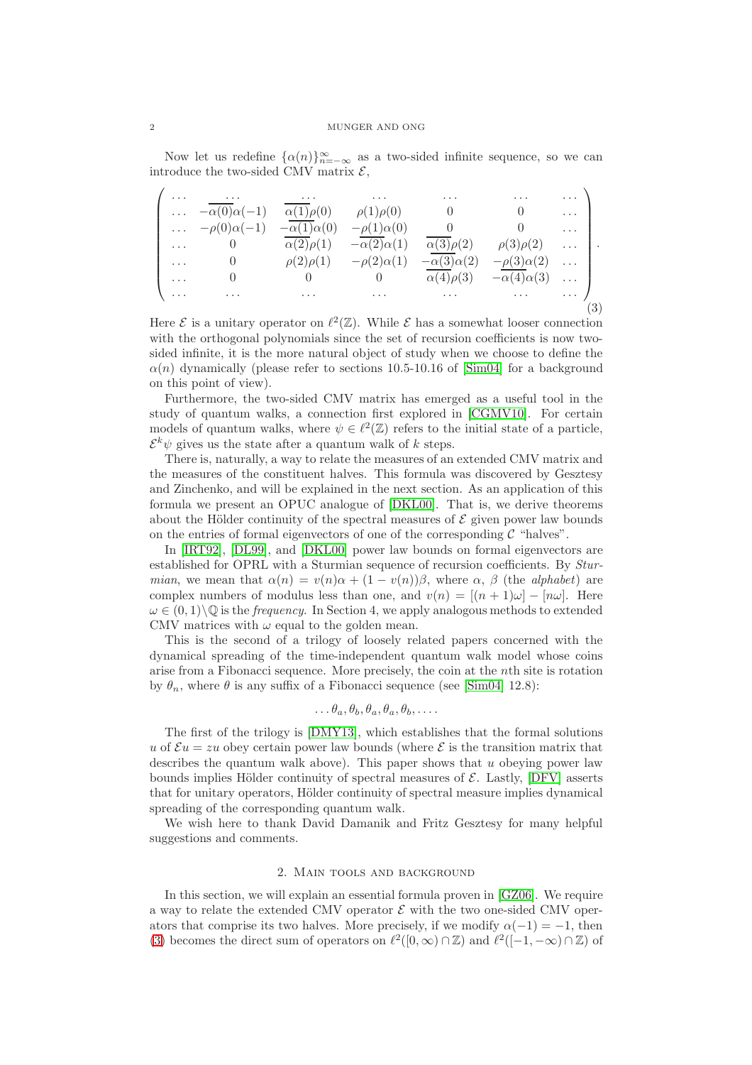Now let us redefine $\{\alpha(n)\}_{n=-\infty}^{\infty}$ as a two-sided infinite sequence, so we can introduce the two-sided CMV matrix $\mathcal{E}$,

$$
\begin{pmatrix}
\dots & \dots & \dots & \dots & \dots & \dots & \dots \\
\dots & -\overline{\alpha(0)}\alpha(-1) & \overline{\alpha(1)}\rho(0) & \rho(1)\rho(0) & 0 & 0 & \dots \\
\dots & -\rho(0)\alpha(-1) & -\overline{\alpha(1)}\alpha(0) & -\rho(1)\alpha(0) & 0 & 0 & \dots \\
\dots & 0 & \overline{\alpha(2)}\rho(1) & -\overline{\alpha(2)}\alpha(1) & \overline{\alpha(3)}\rho(2) & \rho(3)\rho(2) & \dots \\
\dots & 0 & \rho(2)\rho(1) & -\rho(2)\alpha(1) & -\overline{\alpha(3)}\alpha(2) & -\rho(3)\alpha(2) & \dots \\
\dots & 0 & 0 & 0 & \overline{\alpha(4)}\rho(3) & -\overline{\alpha(4)}\alpha(3) & \dots \\
\dots & \dots & \dots & \dots & \dots & \dots & \dots
\end{pmatrix}. \tag{3}
$$

Here $\mathcal{E}$ is a unitary operator on $\ell^2(\mathbb{Z})$. While $\mathcal{E}$ has a somewhat looser connection with the orthogonal polynomials since the set of recursion coefficients is now two-sided infinite, it is the more natural object of study when we choose to define the $\alpha(n)$ dynamically (please refer to sections 10.5-10.16 of [Sim04] for a background on this point of view).

Furthermore, the two-sided CMV matrix has emerged as a useful tool in the study of quantum walks, a connection first explored in [CGMV10]. For certain models of quantum walks, where $\psi \in \ell^2(\mathbb{Z})$ refers to the initial state of a particle, $\mathcal{E}^k\psi$ gives us the state after a quantum walk of $k$ steps.

There is, naturally, a way to relate the measures of an extended CMV matrix and the measures of the constituent halves. This formula was discovered by Gesztesy and Zinchenko, and will be explained in the next section. As an application of this formula we present an OPUC analogue of [DKL00]. That is, we derive theorems about the Hölder continuity of the spectral measures of $\mathcal{E}$ given power law bounds on the entries of formal eigenvectors of one of the corresponding $\mathcal{C}$ "halves".

In [IRT92], [DL99], and [DKL00] power law bounds on formal eigenvectors are established for OPRL with a Sturmian sequence of recursion coefficients. By *Sturmian*, we mean that $\alpha(n) = v(n)\alpha + (1 - v(n))\beta$, where $\alpha$, $\beta$ (the *alphabet*) are complex numbers of modulus less than one, and $v(n) = [(n+1)\omega] - [n\omega]$. Here $\omega \in (0,1)\backslash\mathbb{Q}$ is the *frequency*. In Section 4, we apply analogous methods to extended CMV matrices with $\omega$ equal to the golden mean.

This is the second of a trilogy of loosely related papers concerned with the dynamical spreading of the time-independent quantum walk model whose coins arise from a Fibonacci sequence. More precisely, the coin at the $n$th site is rotation by $\theta_n$, where $\theta$ is any suffix of a Fibonacci sequence (see [Sim04] 12.8):

$$\dots \theta_a, \theta_b, \theta_a, \theta_a, \theta_b, \dots.$$

The first of the trilogy is [DMY13], which establishes that the formal solutions $u$ of $\mathcal{E}u = zu$ obey certain power law bounds (where $\mathcal{E}$ is the transition matrix that describes the quantum walk above). This paper shows that $u$ obeying power law bounds implies Hölder continuity of spectral measures of $\mathcal{E}$. Lastly, [DFV] asserts that for unitary operators, Hölder continuity of spectral measure implies dynamical spreading of the corresponding quantum walk.

We wish here to thank David Damanik and Fritz Gesztesy for many helpful suggestions and comments.

## 2. Main tools and background

In this section, we will explain an essential formula proven in [GZ06]. We require a way to relate the extended CMV operator $\mathcal{E}$ with the two one-sided CMV operators that comprise its two halves. More precisely, if we modify $\alpha(-1) = -1$, then (3) becomes the direct sum of operators on $\ell^2([0,\infty)\cap\mathbb{Z})$ and $\ell^2([-1,-\infty)\cap\mathbb{Z})$ of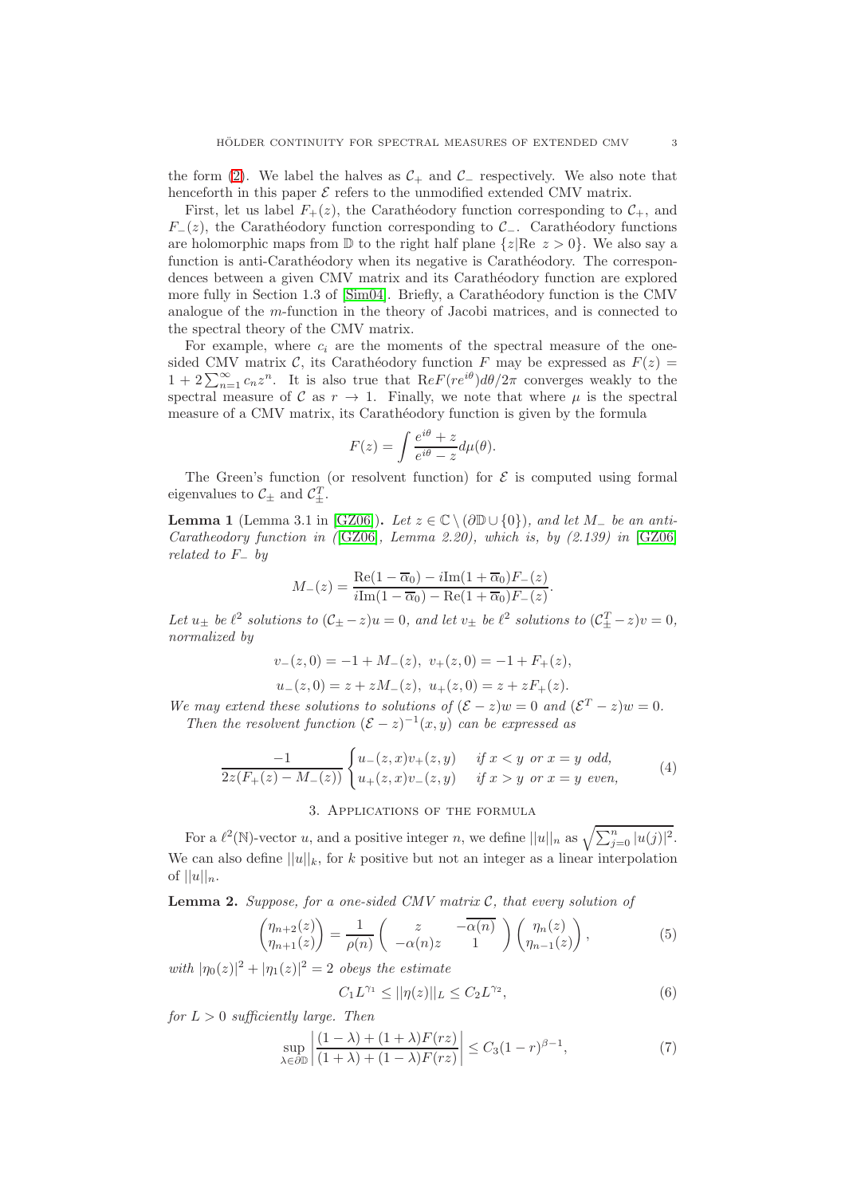the form (2). We label the halves as $\mathcal{C}_+$ and $\mathcal{C}_-$ respectively. We also note that henceforth in this paper $\mathcal{E}$ refers to the unmodified extended CMV matrix.

First, let us label $F_+(z)$, the Carathéodory function corresponding to $\mathcal{C}_+$, and $F_-(z)$, the Carathéodory function corresponding to $\mathcal{C}_-$. Carathéodory functions are holomorphic maps from $\mathbb{D}$ to the right half plane $\{z|\text{Re } z > 0\}$. We also say a function is anti-Carathéodory when its negative is Carathéodory. The correspondences between a given CMV matrix and its Carathéodory function are explored more fully in Section 1.3 of [Sim04]. Briefly, a Carathéodory function is the CMV analogue of the $m$-function in the theory of Jacobi matrices, and is connected to the spectral theory of the CMV matrix.

For example, where $c_i$ are the moments of the spectral measure of the one-sided CMV matrix $\mathcal{C}$, its Carathéodory function $F$ may be expressed as $F(z) = 1 + 2\sum_{n=1}^{\infty} c_n z^n$. It is also true that $\text{Re}F(re^{i\theta})d\theta/2\pi$ converges weakly to the spectral measure of $\mathcal{C}$ as $r \to 1$. Finally, we note that where $\mu$ is the spectral measure of a CMV matrix, its Carathéodory function is given by the formula

$$F(z) = \int \frac{e^{i\theta} + z}{e^{i\theta} - z} d\mu(\theta).$$

The Green's function (or resolvent function) for $\mathcal{E}$ is computed using formal eigenvalues to $\mathcal{C}_\pm$ and $\mathcal{C}_\pm^T$.

**Lemma 1** (Lemma 3.1 in [GZ06]). *Let $z \in \mathbb{C} \setminus (\partial\mathbb{D} \cup \{0\})$, and let $M_-$ be an anti-Caratheodory function in ([GZ06], Lemma 2.20), which is, by (2.139) in [GZ06] related to $F_-$ by*

$$M_-(z) = \frac{\text{Re}(1 - \overline{\alpha}_0) - i\text{Im}(1 + \overline{\alpha}_0)F_-(z)}{i\text{Im}(1 - \overline{\alpha}_0) - \text{Re}(1 + \overline{\alpha}_0)F_-(z)}.$$

*Let $u_\pm$ be $\ell^2$ solutions to $(\mathcal{C}_\pm - z)u = 0$, and let $v_\pm$ be $\ell^2$ solutions to $(\mathcal{C}_\pm^T - z)v = 0$, normalized by*

$$v_-(z, 0) = -1 + M_-(z),\ v_+(z, 0) = -1 + F_+(z),$$
$$u_-(z, 0) = z + zM_-(z),\ u_+(z, 0) = z + zF_+(z).$$

*We may extend these solutions to solutions of $(\mathcal{E} - z)w = 0$ and $(\mathcal{E}^T - z)w = 0$.*

*Then the resolvent function $(\mathcal{E} - z)^{-1}(x, y)$ can be expressed as*

$$\frac{-1}{2z(F_+(z) - M_-(z))} \begin{cases} u_-(z, x)v_+(z, y) & \text{if } x < y \text{ or } x = y \text{ odd}, \\ u_+(z, x)v_-(z, y) & \text{if } x > y \text{ or } x = y \text{ even}, \end{cases} \tag{4}$$

## 3. Applications of the formula

For a $\ell^2(\mathbb{N})$-vector $u$, and a positive integer $n$, we define $||u||_n$ as $\sqrt{\sum_{j=0}^{n} |u(j)|^2}$. We can also define $||u||_k$, for $k$ positive but not an integer as a linear interpolation of $||u||_n$.

**Lemma 2.** *Suppose, for a one-sided CMV matrix $\mathcal{C}$, that every solution of*

$$\begin{pmatrix} \eta_{n+2}(z) \\ \eta_{n+1}(z) \end{pmatrix} = \frac{1}{\rho(n)} \begin{pmatrix} z & -\overline{\alpha(n)} \\ -\alpha(n)z & 1 \end{pmatrix} \begin{pmatrix} \eta_n(z) \\ \eta_{n-1}(z) \end{pmatrix}, \tag{5}$$

*with $|\eta_0(z)|^2 + |\eta_1(z)|^2 = 2$ obeys the estimate*

$$C_1 L^{\gamma_1} \leq ||\eta(z)||_L \leq C_2 L^{\gamma_2}, \tag{6}$$

*for $L > 0$ sufficiently large. Then*

$$\sup_{\lambda \in \partial\mathbb{D}} \left| \frac{(1 - \lambda) + (1 + \lambda)F(rz)}{(1 + \lambda) + (1 - \lambda)F(rz)} \right| \leq C_3(1 - r)^{\beta - 1}, \tag{7}$$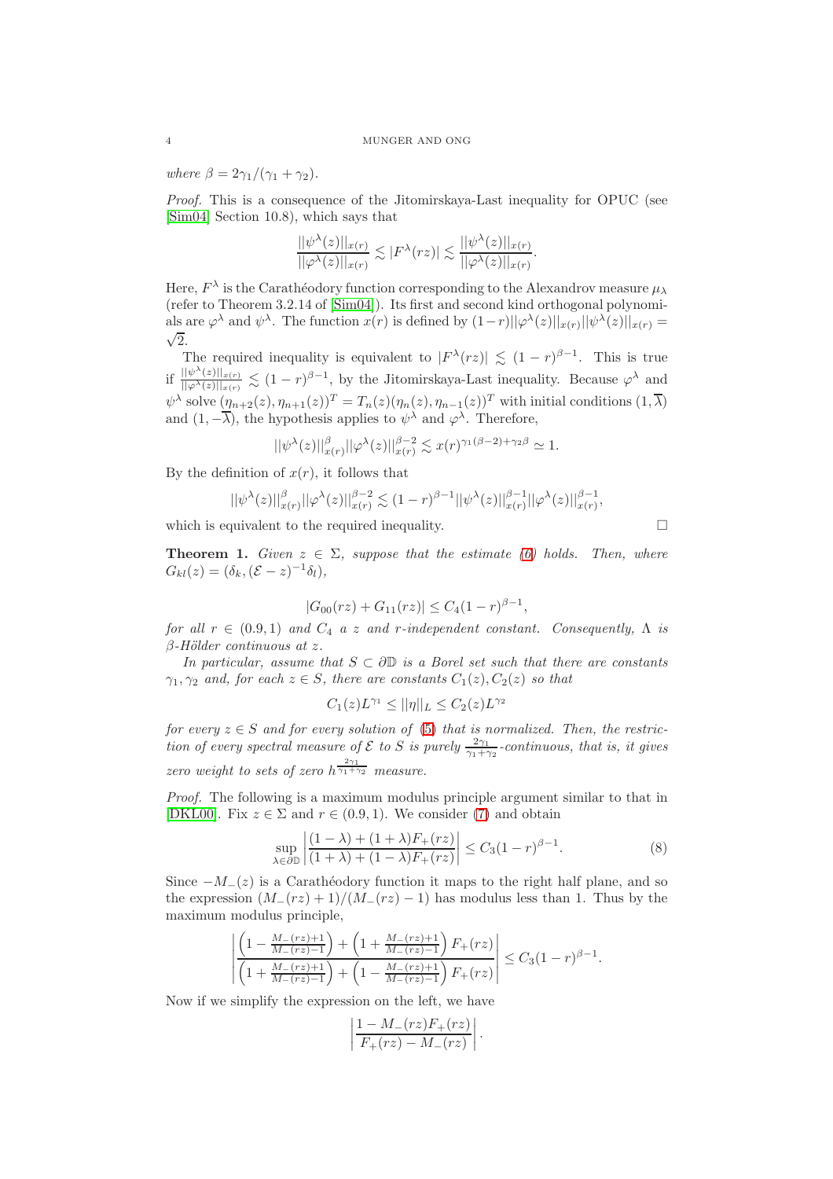*where* $\beta = 2\gamma_1/(\gamma_1+\gamma_2)$.

*Proof.* This is a consequence of the Jitomirskaya-Last inequality for OPUC (see [Sim04] Section 10.8), which says that

$$\frac{||\psi^\lambda(z)||_{x(r)}}{||\varphi^\lambda(z)||_{x(r)}} \lesssim |F^\lambda(rz)| \lesssim \frac{||\psi^\lambda(z)||_{x(r)}}{||\varphi^\lambda(z)||_{x(r)}}.$$

Here, $F^\lambda$ is the Carathéodory function corresponding to the Alexandrov measure $\mu_\lambda$ (refer to Theorem 3.2.14 of [Sim04]). Its first and second kind orthogonal polynomials are $\varphi^\lambda$ and $\psi^\lambda$. The function $x(r)$ is defined by $(1-r)||\varphi^\lambda(z)||_{x(r)}||\psi^\lambda(z)||_{x(r)} = \sqrt{2}$.

The required inequality is equivalent to $|F^\lambda(rz)| \lesssim (1-r)^{\beta-1}$. This is true if $\frac{||\psi^\lambda(z)||_{x(r)}}{||\varphi^\lambda(z)||_{x(r)}} \lesssim (1-r)^{\beta-1}$, by the Jitomirskaya-Last inequality. Because $\varphi^\lambda$ and $\psi^\lambda$ solve $(\eta_{n+2}(z), \eta_{n+1}(z))^T = T_n(z)(\eta_n(z), \eta_{n-1}(z))^T$ with initial conditions $(1, \overline{\lambda})$ and $(1, -\overline{\lambda})$, the hypothesis applies to $\psi^\lambda$ and $\varphi^\lambda$. Therefore,

$$||\psi^\lambda(z)||^\beta_{x(r)}||\varphi^\lambda(z)||^{\beta-2}_{x(r)} \lesssim x(r)^{\gamma_1(\beta-2)+\gamma_2\beta} \simeq 1.$$

By the definition of $x(r)$, it follows that

$$||\psi^\lambda(z)||^\beta_{x(r)}||\varphi^\lambda(z)||^{\beta-2}_{x(r)} \lesssim (1-r)^{\beta-1}||\psi^\lambda(z)||^{\beta-1}_{x(r)}||\varphi^\lambda(z)||^{\beta-1}_{x(r)},$$

which is equivalent to the required inequality. □

**Theorem 1.** *Given* $z \in \Sigma$*, suppose that the estimate (6) holds. Then, where* $G_{kl}(z) = (\delta_k, (\mathcal{E}-z)^{-1}\delta_l)$*,*

$$|G_{00}(rz) + G_{11}(rz)| \leq C_4(1-r)^{\beta-1},$$

*for all* $r \in (0.9, 1)$ *and* $C_4$ *a* $z$ *and* $r$*-independent constant. Consequently,* $\Lambda$ *is* $\beta$*-Hölder continuous at* $z$*.*

*In particular, assume that* $S \subset \partial\mathbb{D}$ *is a Borel set such that there are constants* $\gamma_1, \gamma_2$ *and, for each* $z \in S$*, there are constants* $C_1(z), C_2(z)$ *so that*

$$C_1(z)L^{\gamma_1} \leq ||\eta||_L \leq C_2(z)L^{\gamma_2}$$

*for every* $z \in S$ *and for every solution of (5) that is normalized. Then, the restriction of every spectral measure of* $\mathcal{E}$ *to* $S$ *is purely* $\frac{2\gamma_1}{\gamma_1+\gamma_2}$*-continuous, that is, it gives zero weight to sets of zero* $h^{\frac{2\gamma_1}{\gamma_1+\gamma_2}}$ *measure.*

*Proof.* The following is a maximum modulus principle argument similar to that in [DKL00]. Fix $z \in \Sigma$ and $r \in (0.9, 1)$. We consider (7) and obtain

$$\sup_{\lambda \in \partial\mathbb{D}} \left| \frac{(1-\lambda) + (1+\lambda)F_+(rz)}{(1+\lambda) + (1-\lambda)F_+(rz)} \right| \leq C_3(1-r)^{\beta-1}. \tag{8}$$

Since $-M_-(z)$ is a Carathéodory function it maps to the right half plane, and so the expression $(M_-(rz)+1)/(M_-(rz)-1)$ has modulus less than 1. Thus by the maximum modulus principle,

$$\left| \frac{\left(1 - \frac{M_-(rz)+1}{M_-(rz)-1}\right) + \left(1 + \frac{M_-(rz)+1}{M_-(rz)-1}\right)F_+(rz)}{\left(1 + \frac{M_-(rz)+1}{M_-(rz)-1}\right) + \left(1 - \frac{M_-(rz)+1}{M_-(rz)-1}\right)F_+(rz)} \right| \leq C_3(1-r)^{\beta-1}.$$

Now if we simplify the expression on the left, we have

$$\left| \frac{1 - M_-(rz)F_+(rz)}{F_+(rz) - M_-(rz)} \right|.$$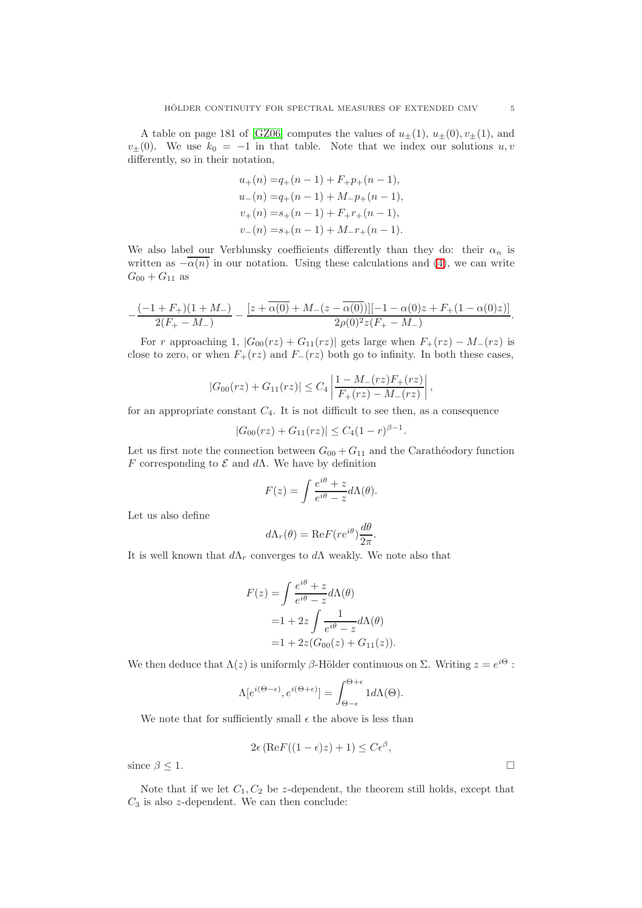A table on page 181 of [GZ06] computes the values of $u_{\pm}(1)$, $u_{\pm}(0), v_{\pm}(1)$, and $v_{\pm}(0)$. We use $k_0 = -1$ in that table. Note that we index our solutions $u, v$ differently, so in their notation,

$$
\begin{aligned}
u_+(n) =& q_+(n-1) + F_+ p_+(n-1),\\
u_-(n) =& q_+(n-1) + M_- p_+(n-1),\\
v_+(n) =& s_+(n-1) + F_+ r_+(n-1),\\
v_-(n) =& s_+(n-1) + M_- r_+(n-1).
\end{aligned}
$$

We also label our Verblunsky coefficients differently than they do: their $\alpha_n$ is written as $-\overline{\alpha(n)}$ in our notation. Using these calculations and (4), we can write $G_{00} + G_{11}$ as

$$
-\frac{(-1+F_+)(1+M_-)}{2(F_+ - M_-)} - \frac{[z + \overline{\alpha(0)} + M_-(z - \overline{\alpha(0)})][-1 - \alpha(0)z + F_+(1 - \alpha(0)z)]}{2\rho(0)^2 z(F_+ - M_-)}.
$$

For $r$ approaching 1, $|G_{00}(rz) + G_{11}(rz)|$ gets large when $F_+(rz) - M_-(rz)$ is close to zero, or when $F_+(rz)$ and $F_-(rz)$ both go to infinity. In both these cases,

$$
|G_{00}(rz) + G_{11}(rz)| \leq C_4 \left| \frac{1 - M_-(rz)F_+(rz)}{F_+(rz) - M_-(rz)} \right|,
$$

for an appropriate constant $C_4$. It is not difficult to see then, as a consequence

$$
|G_{00}(rz) + G_{11}(rz)| \leq C_4(1-r)^{\beta - 1}.
$$

Let us first note the connection between $G_{00} + G_{11}$ and the Carathéodory function $F$ corresponding to $\mathcal{E}$ and $d\Lambda$. We have by definition

$$
F(z) = \int \frac{e^{i\theta} + z}{e^{i\theta} - z} d\Lambda(\theta).
$$

Let us also define

$$
d\Lambda_r(\theta) = \mathrm{Re} F(re^{i\theta}) \frac{d\theta}{2\pi}.
$$

It is well known that $d\Lambda_r$ converges to $d\Lambda$ weakly. We note also that

$$
\begin{aligned}
F(z) =& \int \frac{e^{i\theta} + z}{e^{i\theta} - z} d\Lambda(\theta)\\
=& 1 + 2z \int \frac{1}{e^{i\theta} - z} d\Lambda(\theta)\\
=& 1 + 2z(G_{00}(z) + G_{11}(z)).
\end{aligned}
$$

We then deduce that $\Lambda(z)$ is uniformly $\beta$-Hölder continuous on $\Sigma$. Writing $z = e^{i\Theta}$ :

$$
\Lambda[e^{i(\Theta - \epsilon)}, e^{i(\Theta + \epsilon)}] = \int_{\Theta - \epsilon}^{\Theta + \epsilon} 1 d\Lambda(\Theta).
$$

We note that for sufficiently small $\epsilon$ the above is less than

$$
2\epsilon \left( \mathrm{Re} F((1-\epsilon)z) + 1 \right) \leq C\epsilon^{\beta},
$$

since $\beta \leq 1$. $\square$

Note that if we let $C_1, C_2$ be $z$-dependent, the theorem still holds, except that $C_3$ is also $z$-dependent. We can then conclude: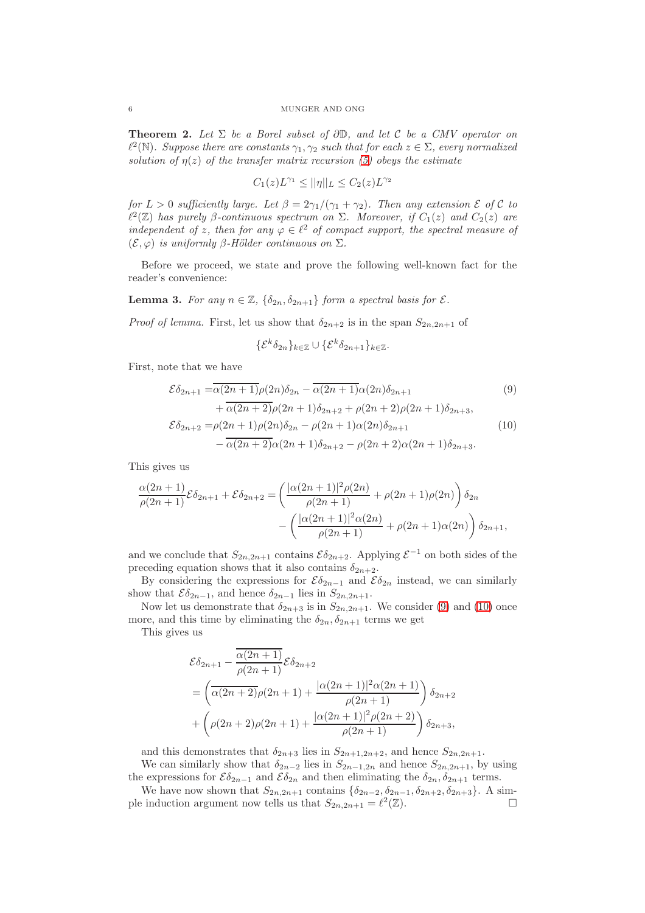**Theorem 2.** *Let $\Sigma$ be a Borel subset of $\partial\mathbb{D}$, and let $\mathcal{C}$ be a CMV operator on $\ell^2(\mathbb{N})$. Suppose there are constants $\gamma_1, \gamma_2$ such that for each $z \in \Sigma$, every normalized solution of $\eta(z)$ of the transfer matrix recursion (5) obeys the estimate*

$$C_1(z)L^{\gamma_1} \leq ||\eta||_L \leq C_2(z)L^{\gamma_2}$$

*for $L > 0$ sufficiently large. Let $\beta = 2\gamma_1/(\gamma_1 + \gamma_2)$. Then any extension $\mathcal{E}$ of $\mathcal{C}$ to $\ell^2(\mathbb{Z})$ has purely $\beta$-continuous spectrum on $\Sigma$. Moreover, if $C_1(z)$ and $C_2(z)$ are independent of $z$, then for any $\varphi \in \ell^2$ of compact support, the spectral measure of $(\mathcal{E}, \varphi)$ is uniformly $\beta$-Hölder continuous on $\Sigma$.*

Before we proceed, we state and prove the following well-known fact for the reader's convenience:

**Lemma 3.** *For any $n \in \mathbb{Z}$, $\{\delta_{2n}, \delta_{2n+1}\}$ form a spectral basis for $\mathcal{E}$.*

*Proof of lemma.* First, let us show that $\delta_{2n+2}$ is in the span $S_{2n,2n+1}$ of

$$\{\mathcal{E}^k\delta_{2n}\}_{k\in\mathbb{Z}} \cup \{\mathcal{E}^k\delta_{2n+1}\}_{k\in\mathbb{Z}}.$$

First, note that we have

$$\begin{aligned}
\mathcal{E}\delta_{2n+1} =& \overline{\alpha(2n+1)}\rho(2n)\delta_{2n} - \overline{\alpha(2n+1)}\alpha(2n)\delta_{2n+1} \\
&+ \overline{\alpha(2n+2)}\rho(2n+1)\delta_{2n+2} + \rho(2n+2)\rho(2n+1)\delta_{2n+3},
\end{aligned} \tag{9}$$

$$\begin{aligned}
\mathcal{E}\delta_{2n+2} =& \rho(2n+1)\rho(2n)\delta_{2n} - \rho(2n+1)\alpha(2n)\delta_{2n+1} \\
&- \overline{\alpha(2n+2)}\alpha(2n+1)\delta_{2n+2} - \rho(2n+2)\alpha(2n+1)\delta_{2n+3}.
\end{aligned} \tag{10}$$

This gives us

$$\begin{aligned}
\frac{\alpha(2n+1)}{\rho(2n+1)}\mathcal{E}\delta_{2n+1} + \mathcal{E}\delta_{2n+2} =& \left(\frac{|\alpha(2n+1)|^2\rho(2n)}{\rho(2n+1)} + \rho(2n+1)\rho(2n)\right)\delta_{2n} \\
&- \left(\frac{|\alpha(2n+1)|^2\alpha(2n)}{\rho(2n+1)} + \rho(2n+1)\alpha(2n)\right)\delta_{2n+1},
\end{aligned}$$

and we conclude that $S_{2n,2n+1}$ contains $\mathcal{E}\delta_{2n+2}$. Applying $\mathcal{E}^{-1}$ on both sides of the preceding equation shows that it also contains $\delta_{2n+2}$.

By considering the expressions for $\mathcal{E}\delta_{2n-1}$ and $\mathcal{E}\delta_{2n}$ instead, we can similarly show that $\mathcal{E}\delta_{2n-1}$, and hence $\delta_{2n-1}$ lies in $S_{2n,2n+1}$.

Now let us demonstrate that $\delta_{2n+3}$ is in $S_{2n,2n+1}$. We consider (9) and (10) once more, and this time by eliminating the $\delta_{2n}, \delta_{2n+1}$ terms we get

This gives us

$$\begin{aligned}
&\mathcal{E}\delta_{2n+1} - \frac{\overline{\alpha(2n+1)}}{\rho(2n+1)}\mathcal{E}\delta_{2n+2} \\
&= \left(\overline{\alpha(2n+2)}\rho(2n+1) + \frac{|\alpha(2n+1)|^2\alpha(2n+1)}{\rho(2n+1)}\right)\delta_{2n+2} \\
&+ \left(\rho(2n+2)\rho(2n+1) + \frac{|\alpha(2n+1)|^2\rho(2n+2)}{\rho(2n+1)}\right)\delta_{2n+3},
\end{aligned}$$

and this demonstrates that $\delta_{2n+3}$ lies in $S_{2n+1,2n+2}$, and hence $S_{2n,2n+1}$.

We can similarly show that $\delta_{2n-2}$ lies in $S_{2n-1,2n}$ and hence $S_{2n,2n+1}$, by using the expressions for $\mathcal{E}\delta_{2n-1}$ and $\mathcal{E}\delta_{2n}$ and then eliminating the $\delta_{2n}, \delta_{2n+1}$ terms.

We have now shown that $S_{2n,2n+1}$ contains $\{\delta_{2n-2}, \delta_{2n-1}, \delta_{2n+2}, \delta_{2n+3}\}$. A simple induction argument now tells us that $S_{2n,2n+1} = \ell^2(\mathbb{Z})$. $\square$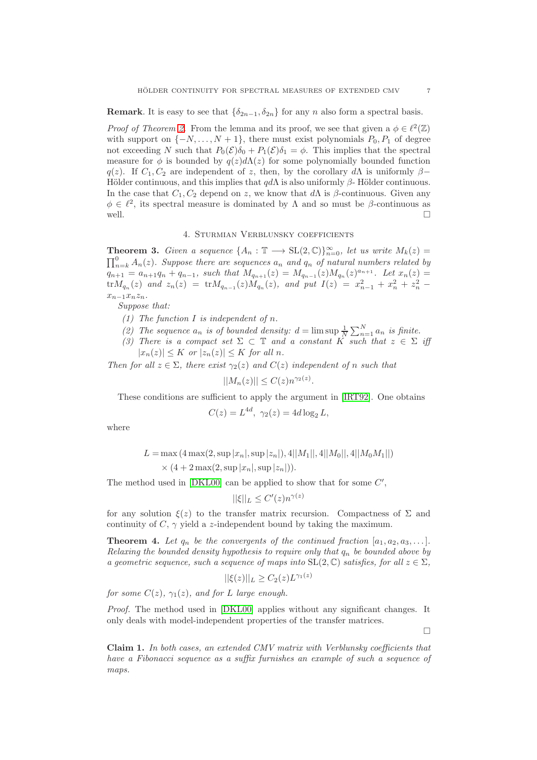**Remark**. It is easy to see that $\{\delta_{2n-1}, \delta_{2n}\}$ for any $n$ also form a spectral basis.

*Proof of Theorem 2.* From the lemma and its proof, we see that given a $\phi \in \ell^2(\mathbb{Z})$ with support on $\{-N, \dots, N+1\}$, there must exist polynomials $P_0, P_1$ of degree not exceeding $N$ such that $P_0(\mathcal{E})\delta_0 + P_1(\mathcal{E})\delta_1 = \phi$. This implies that the spectral measure for $\phi$ is bounded by $q(z)d\Lambda(z)$ for some polynomially bounded function $q(z)$. If $C_1, C_2$ are independent of $z$, then, by the corollary $d\Lambda$ is uniformly $\beta-$ Hölder continuous, and this implies that $qd\Lambda$ is also uniformly $\beta$- Hölder continuous. In the case that $C_1, C_2$ depend on $z$, we know that $d\Lambda$ is $\beta$-continuous. Given any $\phi \in \ell^2$, its spectral measure is dominated by $\Lambda$ and so must be $\beta$-continuous as well. □

## 4. Sturmian Verblunsky coefficients

**Theorem 3.** *Given a sequence $\{A_n : \mathbb{T} \longrightarrow \mathrm{SL}(2, \mathbb{C})\}_{n=0}^{\infty}$, let us write $M_k(z) = \prod_{n=k}^{0} A_n(z)$. Suppose there are sequences $a_n$ and $q_n$ of natural numbers related by $q_{n+1} = a_{n+1}q_n + q_{n-1}$, such that $M_{q_{n+1}}(z) = M_{q_{n-1}}(z)M_{q_n}(z)^{a_{n+1}}$. Let $x_n(z) = \mathrm{tr}M_{q_n}(z)$ and $z_n(z) = \mathrm{tr}M_{q_{n-1}}(z)M_{q_n}(z)$, and put $I(z) = x_{n-1}^2 + x_n^2 + z_n^2 - x_{n-1}x_n z_n$.*

*Suppose that:*

*(1) The function $I$ is independent of $n$.*

*(2) The sequence $a_n$ is of bounded density: $d = \limsup \frac{1}{N}\sum_{n=1}^{N} a_n$ is finite.*

*(3) There is a compact set $\Sigma \subset \mathbb{T}$ and a constant $K$ such that $z \in \Sigma$ iff $|x_n(z)| \leq K$ or $|z_n(z)| \leq K$ for all $n$.*

*Then for all $z \in \Sigma$, there exist $\gamma_2(z)$ and $C(z)$ independent of $n$ such that*

$$||M_n(z)|| \leq C(z)n^{\gamma_2(z)}.$$

These conditions are sufficient to apply the argument in [IRT92]. One obtains

$$C(z) = L^{4d}, \ \gamma_2(z) = 4d\log_2 L,$$

where

$$L = \max\left(4\max(2, \sup|x_n|, \sup|z_n|), 4||M_1||, 4||M_0||, 4||M_0M_1||\right) \times (4 + 2\max(2, \sup|x_n|, \sup|z_n|)).$$

The method used in [DKL00] can be applied to show that for some $C'$,

$$||\xi||_L \leq C'(z)n^{\gamma(z)}$$

for any solution $\xi(z)$ to the transfer matrix recursion. Compactness of $\Sigma$ and continuity of $C$, $\gamma$ yield a $z$-independent bound by taking the maximum.

**Theorem 4.** *Let $q_n$ be the convergents of the continued fraction $[a_1, a_2, a_3, \dots]$. Relaxing the bounded density hypothesis to require only that $q_n$ be bounded above by a geometric sequence, such a sequence of maps into $\mathrm{SL}(2, \mathbb{C})$ satisfies, for all $z \in \Sigma$,*

$$||\xi(z)||_L \geq C_2(z)L^{\gamma_1(z)}$$

*for some $C(z)$, $\gamma_1(z)$, and for $L$ large enough.*

*Proof.* The method used in [DKL00] applies without any significant changes. It only deals with model-independent properties of the transfer matrices. □

**Claim 1.** *In both cases, an extended CMV matrix with Verblunsky coefficients that have a Fibonacci sequence as a suffix furnishes an example of such a sequence of maps.*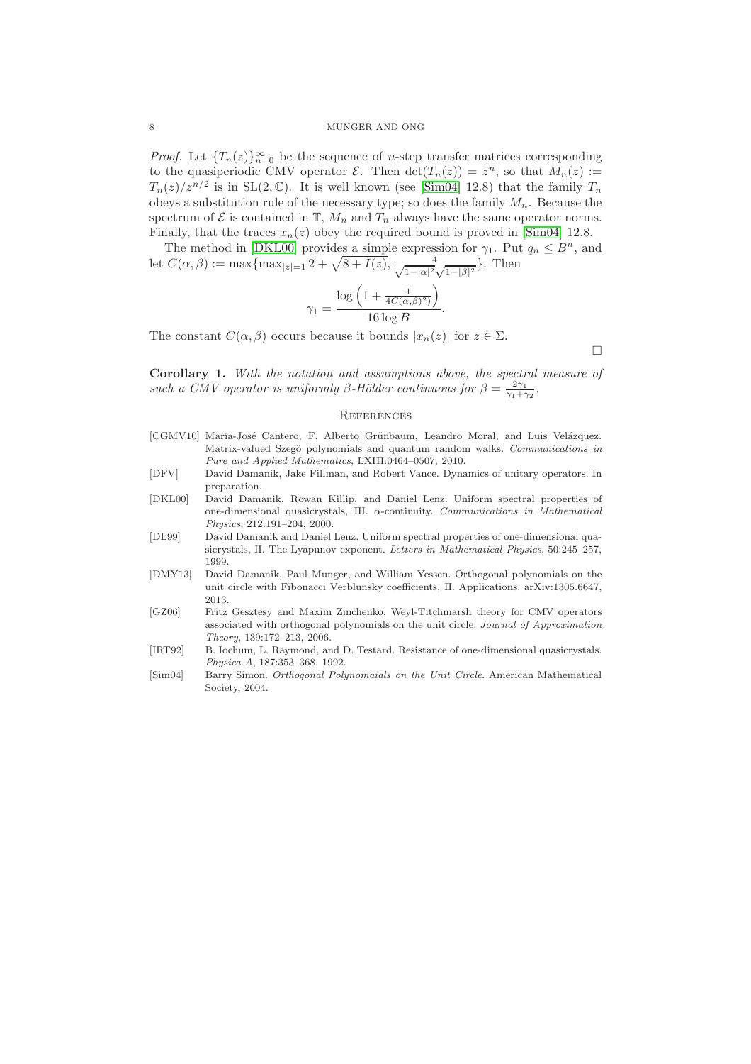*Proof.* Let $\{T_n(z)\}_{n=0}^{\infty}$ be the sequence of $n$-step transfer matrices corresponding to the quasiperiodic CMV operator $\mathcal{E}$. Then $\det(T_n(z)) = z^n$, so that $M_n(z) := T_n(z)/z^{n/2}$ is in $\mathrm{SL}(2, \mathbb{C})$. It is well known (see [Sim04] 12.8) that the family $T_n$ obeys a substitution rule of the necessary type; so does the family $M_n$. Because the spectrum of $\mathcal{E}$ is contained in $\mathbb{T}$, $M_n$ and $T_n$ always have the same operator norms. Finally, that the traces $x_n(z)$ obey the required bound is proved in [Sim04] 12.8.

The method in [DKL00] provides a simple expression for $\gamma_1$. Put $q_n \leq B^n$, and let $C(\alpha, \beta) := \max\{\max_{|z|=1} 2 + \sqrt{8 + I(z)}, \frac{4}{\sqrt{1-|\alpha|^2}\sqrt{1-|\beta|^2}}\}$. Then

$$\gamma_1 = \frac{\log\left(1 + \frac{1}{4C(\alpha,\beta)^2)}\right)}{16 \log B}.$$

The constant $C(\alpha, \beta)$ occurs because it bounds $|x_n(z)|$ for $z \in \Sigma$.

□

**Corollary 1.** *With the notation and assumptions above, the spectral measure of such a CMV operator is uniformly $\beta$-Hölder continuous for $\beta = \frac{2\gamma_1}{\gamma_1+\gamma_2}$.*

## References

[CGMV10] María-José Cantero, F. Alberto Grünbaum, Leandro Moral, and Luis Velázquez. Matrix-valued Szegö polynomials and quantum random walks. *Communications in Pure and Applied Mathematics*, LXIII:0464–0507, 2010.

[DFV] David Damanik, Jake Fillman, and Robert Vance. Dynamics of unitary operators. In preparation.

[DKL00] David Damanik, Rowan Killip, and Daniel Lenz. Uniform spectral properties of one-dimensional quasicrystals, III. $\alpha$-continuity. *Communications in Mathematical Physics*, 212:191–204, 2000.

[DL99] David Damanik and Daniel Lenz. Uniform spectral properties of one-dimensional quasicrystals, II. The Lyapunov exponent. *Letters in Mathematical Physics*, 50:245–257, 1999.

[DMY13] David Damanik, Paul Munger, and William Yessen. Orthogonal polynomials on the unit circle with Fibonacci Verblunsky coefficients, II. Applications. arXiv:1305.6647, 2013.

[GZ06] Fritz Gesztesy and Maxim Zinchenko. Weyl-Titchmarsh theory for CMV operators associated with orthogonal polynomials on the unit circle. *Journal of Approximation Theory*, 139:172–213, 2006.

[IRT92] B. Iochum, L. Raymond, and D. Testard. Resistance of one-dimensional quasicrystals. *Physica A*, 187:353–368, 1992.

[Sim04] Barry Simon. *Orthogonal Polynomaials on the Unit Circle*. American Mathematical Society, 2004.